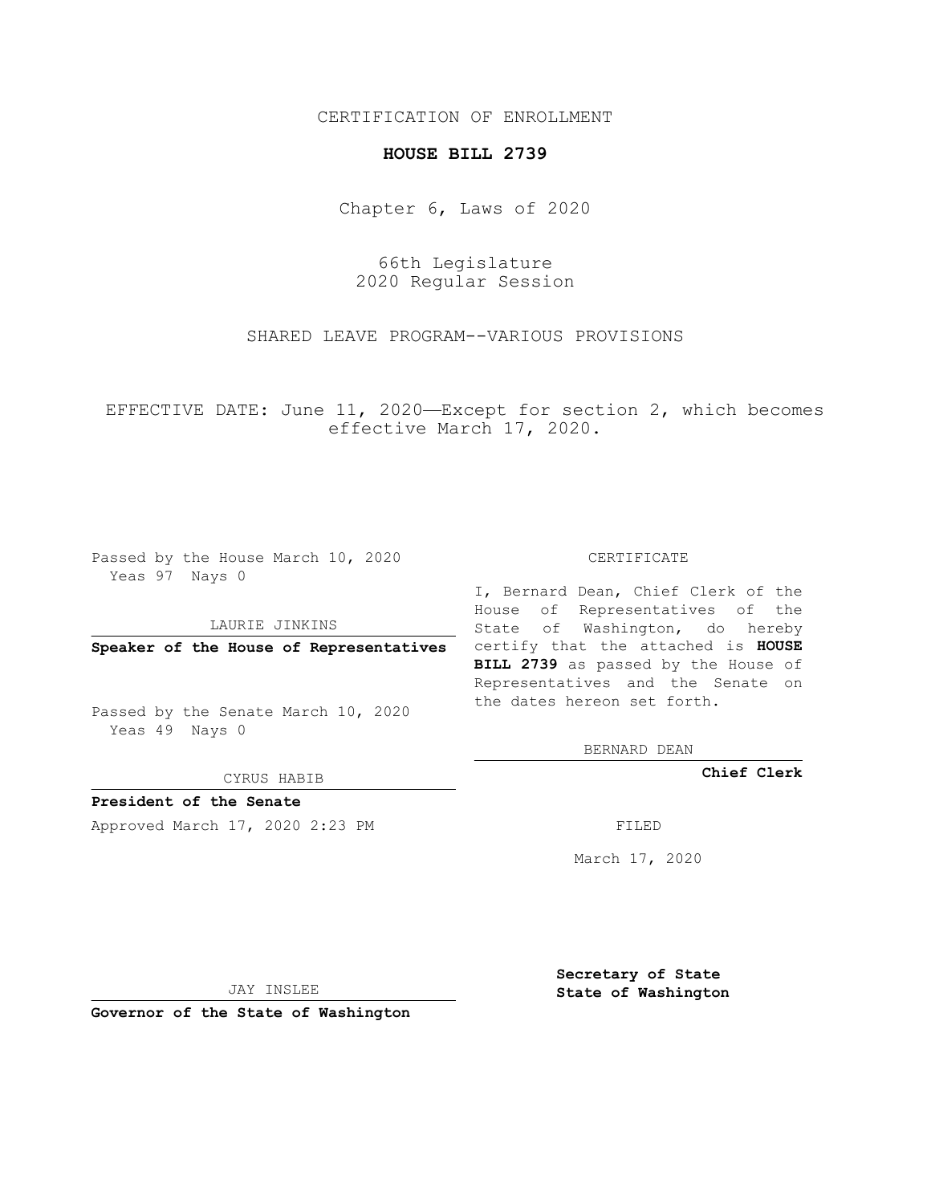CERTIFICATION OF ENROLLMENT

**HOUSE BILL 2739**

Chapter 6, Laws of 2020

66th Legislature
2020 Regular Session

SHARED LEAVE PROGRAM--VARIOUS PROVISIONS

EFFECTIVE DATE: June 11, 2020—Except for section 2, which becomes effective March 17, 2020.

Passed by the House March 10, 2020
Yeas 97 Nays 0

LAURIE JINKINS

**Speaker of the House of Representatives**

Passed by the Senate March 10, 2020
Yeas 49 Nays 0

CYRUS HABIB

**President of the Senate**

Approved March 17, 2020 2:23 PM

JAY INSLEE

**Governor of the State of Washington**

CERTIFICATE

I, Bernard Dean, Chief Clerk of the House of Representatives of the State of Washington, do hereby certify that the attached is **HOUSE BILL 2739** as passed by the House of Representatives and the Senate on the dates hereon set forth.

BERNARD DEAN

**Chief Clerk**

FILED

March 17, 2020

**Secretary of State**
**State of Washington**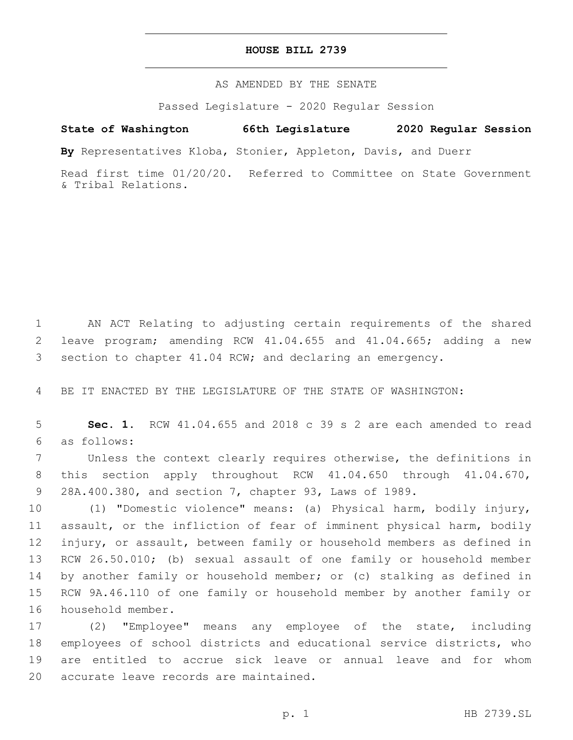# HOUSE BILL 2739

AS AMENDED BY THE SENATE

Passed Legislature - 2020 Regular Session

**State of Washington 66th Legislature 2020 Regular Session**

**By** Representatives Kloba, Stonier, Appleton, Davis, and Duerr

Read first time 01/20/20. Referred to Committee on State Government & Tribal Relations.

AN ACT Relating to adjusting certain requirements of the shared leave program; amending RCW 41.04.655 and 41.04.665; adding a new section to chapter 41.04 RCW; and declaring an emergency.

BE IT ENACTED BY THE LEGISLATURE OF THE STATE OF WASHINGTON:

**Sec. 1.** RCW 41.04.655 and 2018 c 39 s 2 are each amended to read as follows:

Unless the context clearly requires otherwise, the definitions in this section apply throughout RCW 41.04.650 through 41.04.670, 28A.400.380, and section 7, chapter 93, Laws of 1989.

(1) "Domestic violence" means: (a) Physical harm, bodily injury, assault, or the infliction of fear of imminent physical harm, bodily injury, or assault, between family or household members as defined in RCW 26.50.010; (b) sexual assault of one family or household member by another family or household member; or (c) stalking as defined in RCW 9A.46.110 of one family or household member by another family or household member.

(2) "Employee" means any employee of the state, including employees of school districts and educational service districts, who are entitled to accrue sick leave or annual leave and for whom accurate leave records are maintained.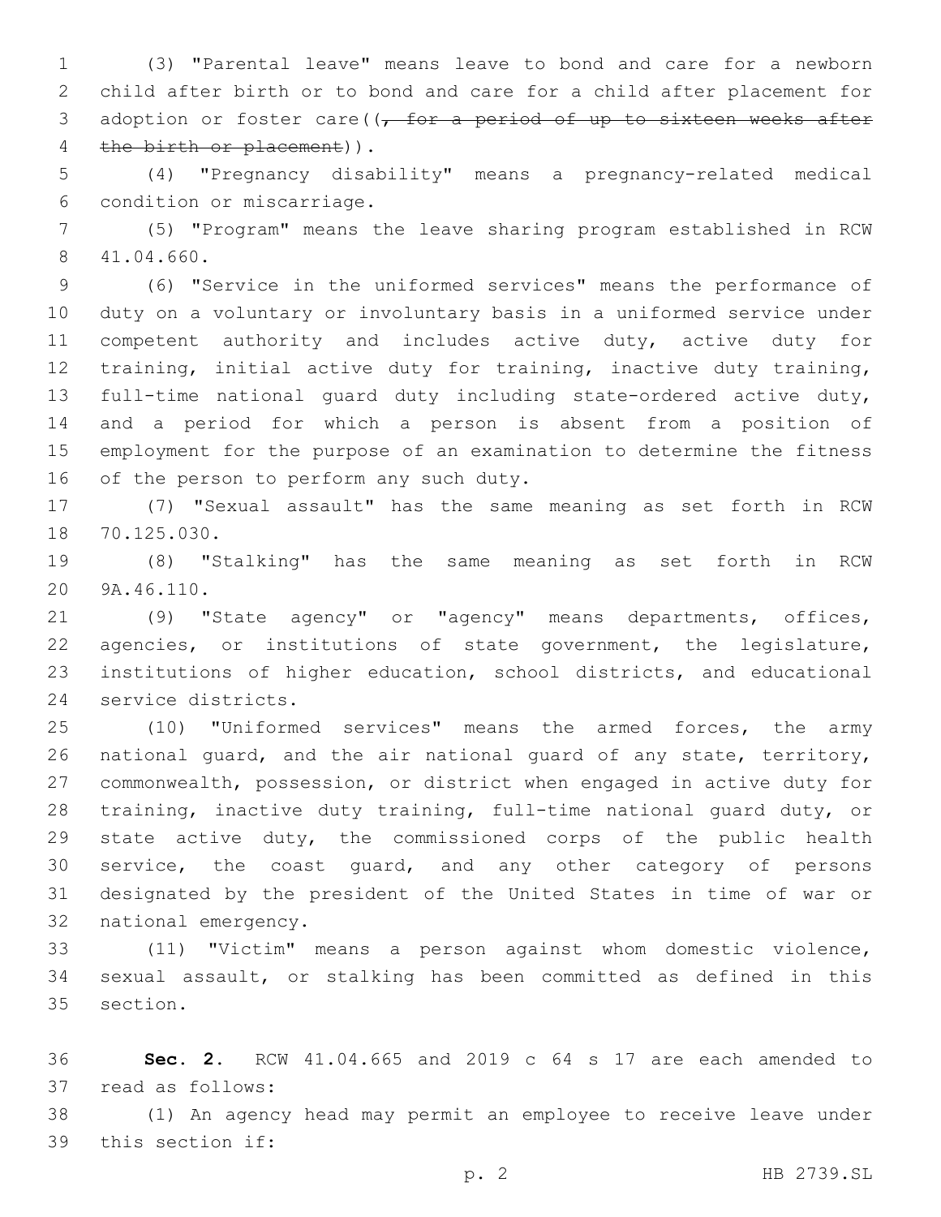(3) "Parental leave" means leave to bond and care for a newborn child after birth or to bond and care for a child after placement for adoption or foster care((~~, for a period of up to sixteen weeks after the birth or placement~~)).

(4) "Pregnancy disability" means a pregnancy-related medical condition or miscarriage.

(5) "Program" means the leave sharing program established in RCW 41.04.660.

(6) "Service in the uniformed services" means the performance of duty on a voluntary or involuntary basis in a uniformed service under competent authority and includes active duty, active duty for training, initial active duty for training, inactive duty training, full-time national guard duty including state-ordered active duty, and a period for which a person is absent from a position of employment for the purpose of an examination to determine the fitness of the person to perform any such duty.

(7) "Sexual assault" has the same meaning as set forth in RCW 70.125.030.

(8) "Stalking" has the same meaning as set forth in RCW 9A.46.110.

(9) "State agency" or "agency" means departments, offices, agencies, or institutions of state government, the legislature, institutions of higher education, school districts, and educational service districts.

(10) "Uniformed services" means the armed forces, the army national guard, and the air national guard of any state, territory, commonwealth, possession, or district when engaged in active duty for training, inactive duty training, full-time national guard duty, or state active duty, the commissioned corps of the public health service, the coast guard, and any other category of persons designated by the president of the United States in time of war or national emergency.

(11) "Victim" means a person against whom domestic violence, sexual assault, or stalking has been committed as defined in this section.

**Sec. 2.** RCW 41.04.665 and 2019 c 64 s 17 are each amended to read as follows:

(1) An agency head may permit an employee to receive leave under this section if: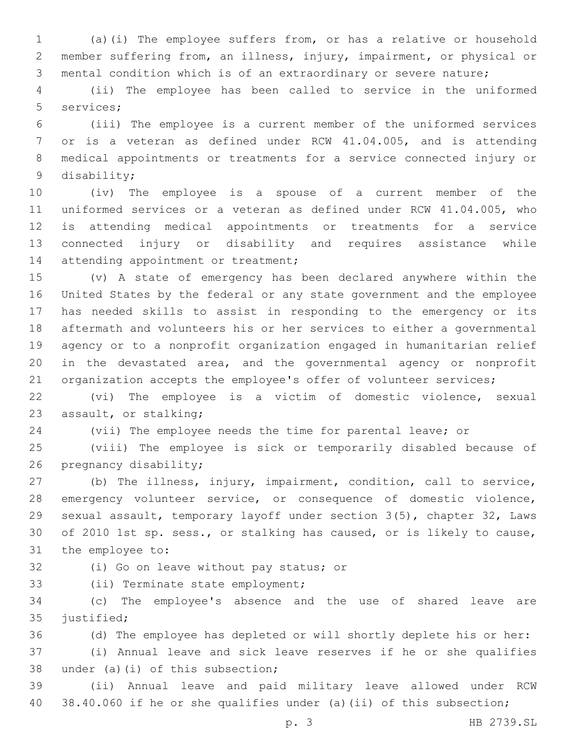(a)(i) The employee suffers from, or has a relative or household member suffering from, an illness, injury, impairment, or physical or mental condition which is of an extraordinary or severe nature;

(ii) The employee has been called to service in the uniformed services;

(iii) The employee is a current member of the uniformed services or is a veteran as defined under RCW 41.04.005, and is attending medical appointments or treatments for a service connected injury or disability;

(iv) The employee is a spouse of a current member of the uniformed services or a veteran as defined under RCW 41.04.005, who is attending medical appointments or treatments for a service connected injury or disability and requires assistance while attending appointment or treatment;

(v) A state of emergency has been declared anywhere within the United States by the federal or any state government and the employee has needed skills to assist in responding to the emergency or its aftermath and volunteers his or her services to either a governmental agency or to a nonprofit organization engaged in humanitarian relief in the devastated area, and the governmental agency or nonprofit organization accepts the employee's offer of volunteer services;

(vi) The employee is a victim of domestic violence, sexual assault, or stalking;

(vii) The employee needs the time for parental leave; or

(viii) The employee is sick or temporarily disabled because of pregnancy disability;

(b) The illness, injury, impairment, condition, call to service, emergency volunteer service, or consequence of domestic violence, sexual assault, temporary layoff under section 3(5), chapter 32, Laws of 2010 1st sp. sess., or stalking has caused, or is likely to cause, the employee to:

(i) Go on leave without pay status; or

(ii) Terminate state employment;

(c) The employee's absence and the use of shared leave are justified;

(d) The employee has depleted or will shortly deplete his or her:

(i) Annual leave and sick leave reserves if he or she qualifies under (a)(i) of this subsection;

(ii) Annual leave and paid military leave allowed under RCW 38.40.060 if he or she qualifies under (a)(ii) of this subsection;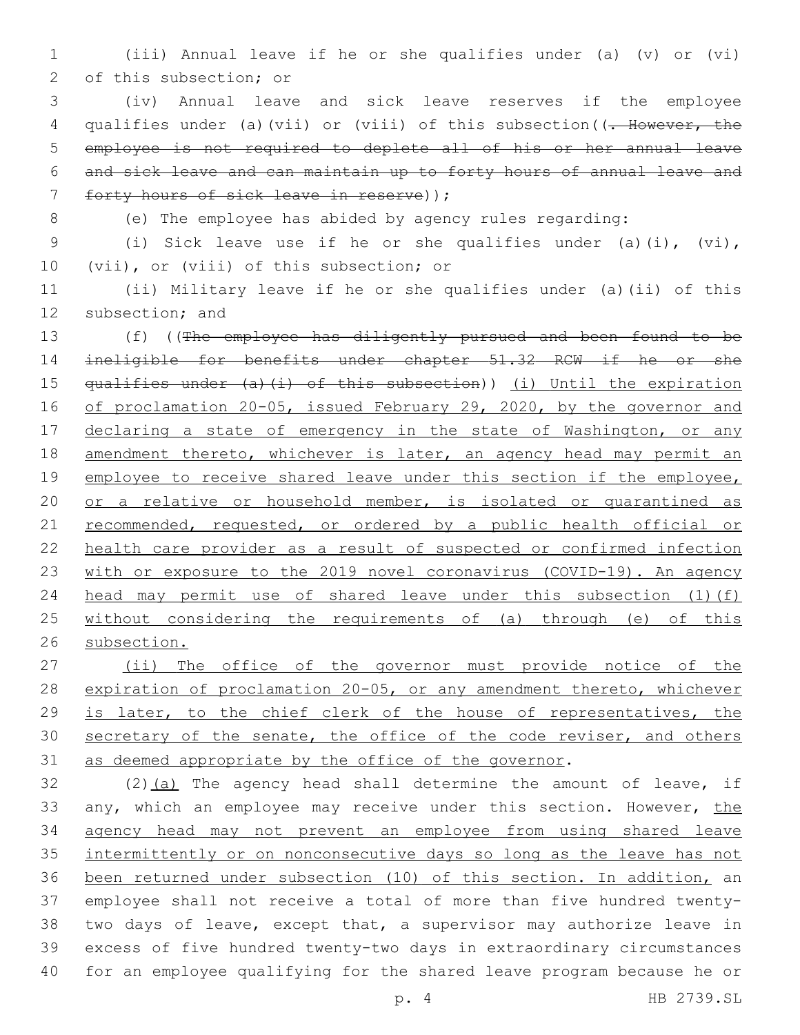(iii) Annual leave if he or she qualifies under (a) (v) or (vi) of this subsection; or

(iv) Annual leave and sick leave reserves if the employee qualifies under (a)(vii) or (viii) of this subsection((~~. However, the employee is not required to deplete all of his or her annual leave and sick leave and can maintain up to forty hours of annual leave and forty hours of sick leave in reserve~~));

(e) The employee has abided by agency rules regarding:

(i) Sick leave use if he or she qualifies under (a)(i), (vi), (vii), or (viii) of this subsection; or

(ii) Military leave if he or she qualifies under (a)(ii) of this subsection; and

(f) ((~~The employee has diligently pursued and been found to be ineligible for benefits under chapter 51.32 RCW if he or she qualifies under (a)(i) of this subsection~~)) <u>(i) Until the expiration of proclamation 20-05, issued February 29, 2020, by the governor and declaring a state of emergency in the state of Washington, or any amendment thereto, whichever is later, an agency head may permit an employee to receive shared leave under this section if the employee, or a relative or household member, is isolated or quarantined as recommended, requested, or ordered by a public health official or health care provider as a result of suspected or confirmed infection with or exposure to the 2019 novel coronavirus (COVID-19). An agency head may permit use of shared leave under this subsection (1)(f) without considering the requirements of (a) through (e) of this subsection.</u>

<u>(ii) The office of the governor must provide notice of the expiration of proclamation 20-05, or any amendment thereto, whichever is later, to the chief clerk of the house of representatives, the secretary of the senate, the office of the code reviser, and others as deemed appropriate by the office of the governor</u>.

(2)<u>(a)</u> The agency head shall determine the amount of leave, if any, which an employee may receive under this section. However, <u>the agency head may not prevent an employee from using shared leave intermittently or on nonconsecutive days so long as the leave has not been returned under subsection (10) of this section. In addition,</u> an employee shall not receive a total of more than five hundred twenty-two days of leave, except that, a supervisor may authorize leave in excess of five hundred twenty-two days in extraordinary circumstances for an employee qualifying for the shared leave program because he or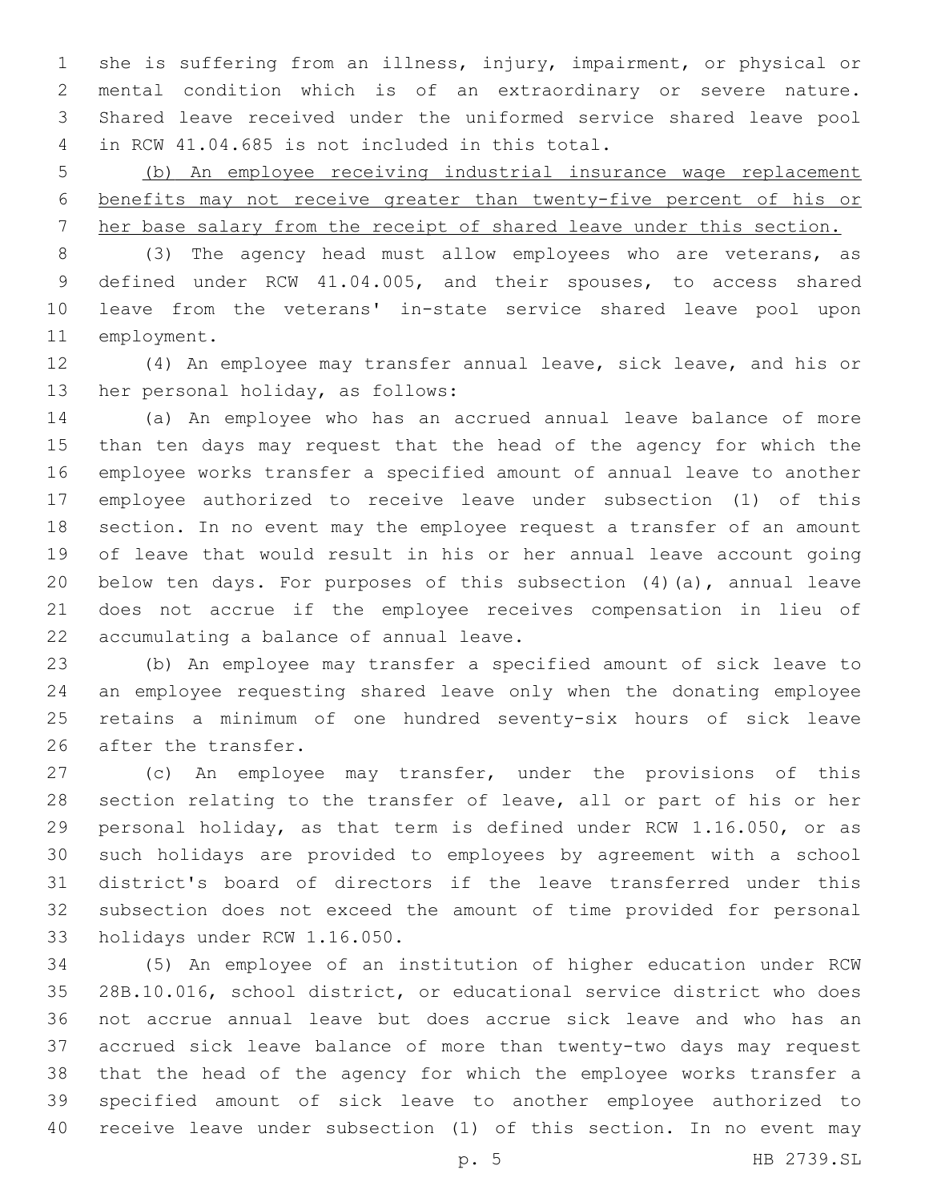she is suffering from an illness, injury, impairment, or physical or mental condition which is of an extraordinary or severe nature. Shared leave received under the uniformed service shared leave pool in RCW 41.04.685 is not included in this total.

(b) An employee receiving industrial insurance wage replacement benefits may not receive greater than twenty-five percent of his or her base salary from the receipt of shared leave under this section.

(3) The agency head must allow employees who are veterans, as defined under RCW 41.04.005, and their spouses, to access shared leave from the veterans' in-state service shared leave pool upon employment.

(4) An employee may transfer annual leave, sick leave, and his or her personal holiday, as follows:

(a) An employee who has an accrued annual leave balance of more than ten days may request that the head of the agency for which the employee works transfer a specified amount of annual leave to another employee authorized to receive leave under subsection (1) of this section. In no event may the employee request a transfer of an amount of leave that would result in his or her annual leave account going below ten days. For purposes of this subsection (4)(a), annual leave does not accrue if the employee receives compensation in lieu of accumulating a balance of annual leave.

(b) An employee may transfer a specified amount of sick leave to an employee requesting shared leave only when the donating employee retains a minimum of one hundred seventy-six hours of sick leave after the transfer.

(c) An employee may transfer, under the provisions of this section relating to the transfer of leave, all or part of his or her personal holiday, as that term is defined under RCW 1.16.050, or as such holidays are provided to employees by agreement with a school district's board of directors if the leave transferred under this subsection does not exceed the amount of time provided for personal holidays under RCW 1.16.050.

(5) An employee of an institution of higher education under RCW 28B.10.016, school district, or educational service district who does not accrue annual leave but does accrue sick leave and who has an accrued sick leave balance of more than twenty-two days may request that the head of the agency for which the employee works transfer a specified amount of sick leave to another employee authorized to receive leave under subsection (1) of this section. In no event may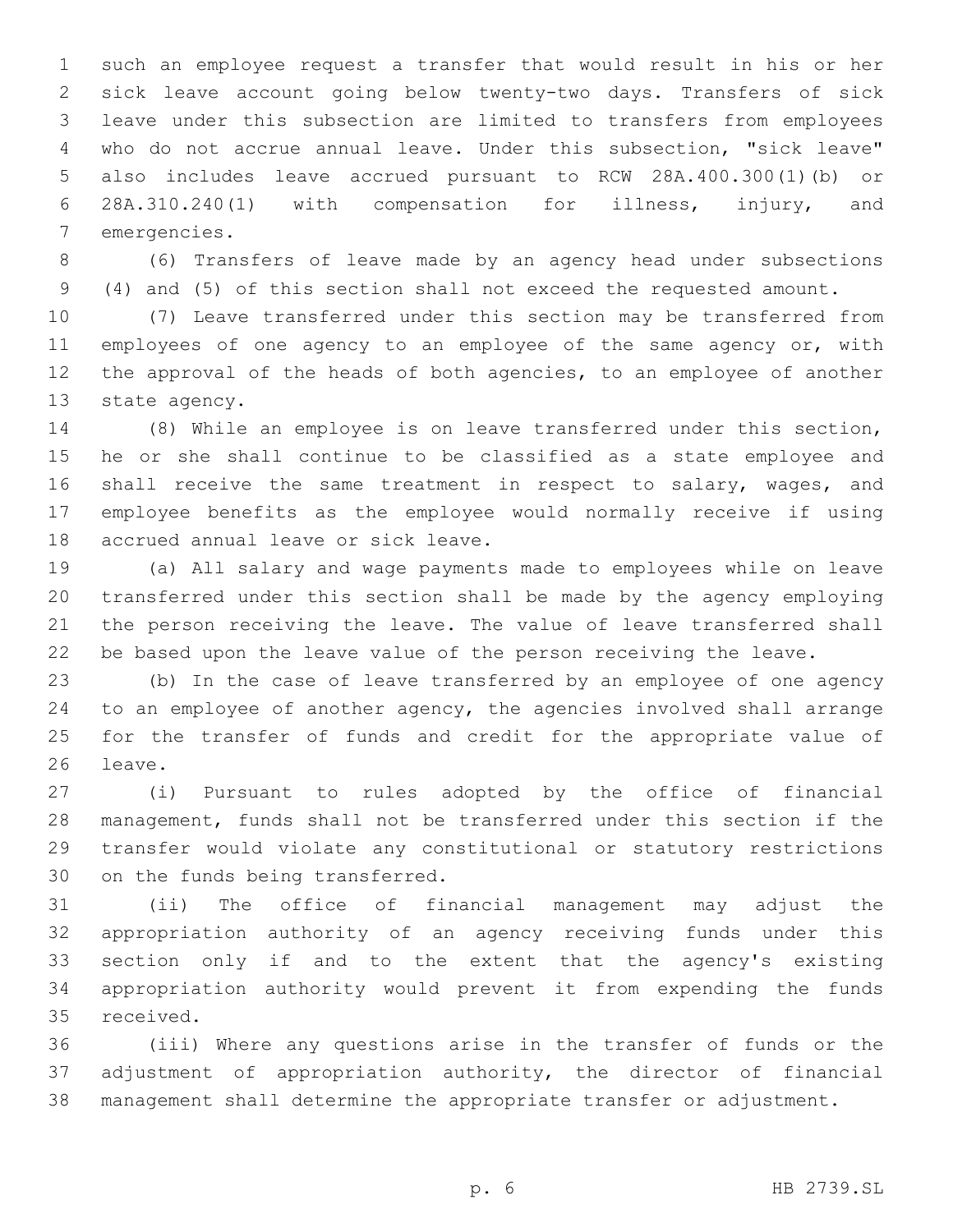such an employee request a transfer that would result in his or her sick leave account going below twenty-two days. Transfers of sick leave under this subsection are limited to transfers from employees who do not accrue annual leave. Under this subsection, "sick leave" also includes leave accrued pursuant to RCW 28A.400.300(1)(b) or 28A.310.240(1) with compensation for illness, injury, and emergencies.

(6) Transfers of leave made by an agency head under subsections (4) and (5) of this section shall not exceed the requested amount.

(7) Leave transferred under this section may be transferred from employees of one agency to an employee of the same agency or, with the approval of the heads of both agencies, to an employee of another state agency.

(8) While an employee is on leave transferred under this section, he or she shall continue to be classified as a state employee and shall receive the same treatment in respect to salary, wages, and employee benefits as the employee would normally receive if using accrued annual leave or sick leave.

(a) All salary and wage payments made to employees while on leave transferred under this section shall be made by the agency employing the person receiving the leave. The value of leave transferred shall be based upon the leave value of the person receiving the leave.

(b) In the case of leave transferred by an employee of one agency to an employee of another agency, the agencies involved shall arrange for the transfer of funds and credit for the appropriate value of leave.

(i) Pursuant to rules adopted by the office of financial management, funds shall not be transferred under this section if the transfer would violate any constitutional or statutory restrictions on the funds being transferred.

(ii) The office of financial management may adjust the appropriation authority of an agency receiving funds under this section only if and to the extent that the agency's existing appropriation authority would prevent it from expending the funds received.

(iii) Where any questions arise in the transfer of funds or the adjustment of appropriation authority, the director of financial management shall determine the appropriate transfer or adjustment.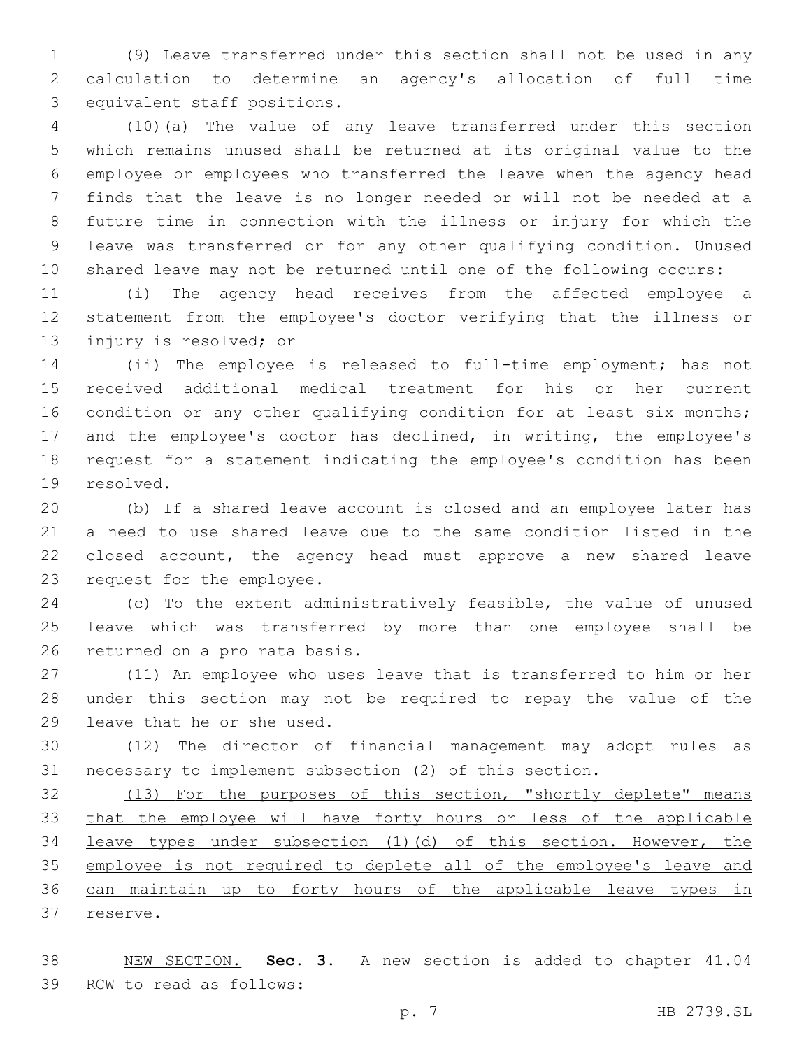(9) Leave transferred under this section shall not be used in any calculation to determine an agency's allocation of full time equivalent staff positions.

(10)(a) The value of any leave transferred under this section which remains unused shall be returned at its original value to the employee or employees who transferred the leave when the agency head finds that the leave is no longer needed or will not be needed at a future time in connection with the illness or injury for which the leave was transferred or for any other qualifying condition. Unused shared leave may not be returned until one of the following occurs:

(i) The agency head receives from the affected employee a statement from the employee's doctor verifying that the illness or injury is resolved; or

(ii) The employee is released to full-time employment; has not received additional medical treatment for his or her current condition or any other qualifying condition for at least six months; and the employee's doctor has declined, in writing, the employee's request for a statement indicating the employee's condition has been resolved.

(b) If a shared leave account is closed and an employee later has a need to use shared leave due to the same condition listed in the closed account, the agency head must approve a new shared leave request for the employee.

(c) To the extent administratively feasible, the value of unused leave which was transferred by more than one employee shall be returned on a pro rata basis.

(11) An employee who uses leave that is transferred to him or her under this section may not be required to repay the value of the leave that he or she used.

(12) The director of financial management may adopt rules as necessary to implement subsection (2) of this section.

<u>(13) For the purposes of this section, "shortly deplete" means that the employee will have forty hours or less of the applicable leave types under subsection (1)(d) of this section. However, the employee is not required to deplete all of the employee's leave and can maintain up to forty hours of the applicable leave types in reserve.</u>

<u>NEW SECTION.</u> **Sec. 3.** A new section is added to chapter 41.04 RCW to read as follows: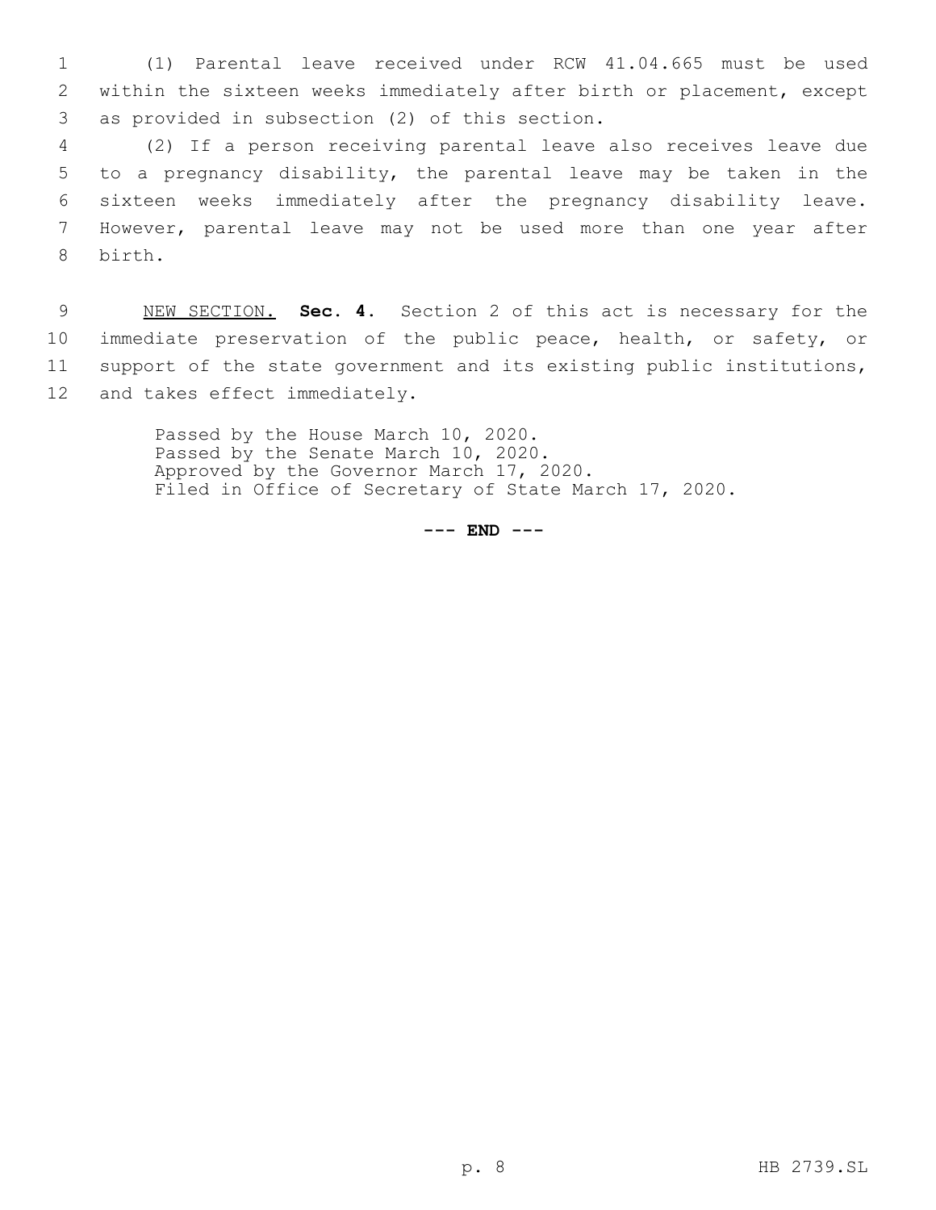(1) Parental leave received under RCW 41.04.665 must be used within the sixteen weeks immediately after birth or placement, except as provided in subsection (2) of this section.

(2) If a person receiving parental leave also receives leave due to a pregnancy disability, the parental leave may be taken in the sixteen weeks immediately after the pregnancy disability leave. However, parental leave may not be used more than one year after birth.

NEW SECTION. **Sec. 4.** Section 2 of this act is necessary for the immediate preservation of the public peace, health, or safety, or support of the state government and its existing public institutions, and takes effect immediately.

Passed by the House March 10, 2020.
Passed by the Senate March 10, 2020.
Approved by the Governor March 17, 2020.
Filed in Office of Secretary of State March 17, 2020.

**--- END ---**